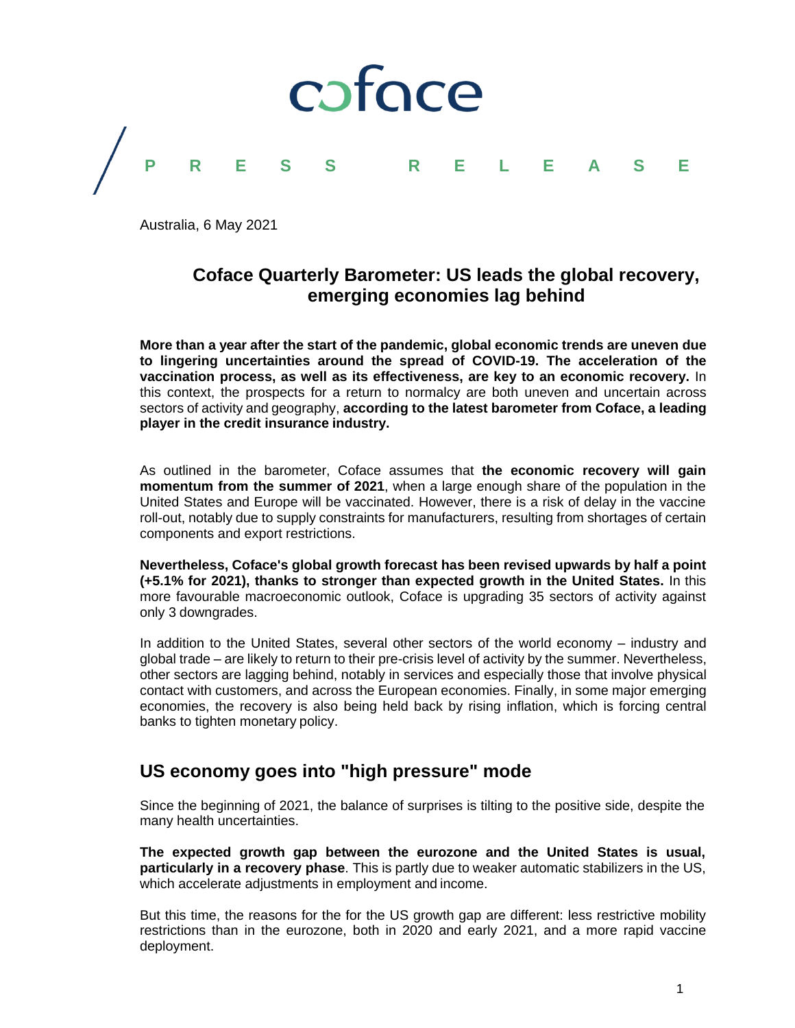coface

PRESS RELEASE

Australia, 6 May 2021

# Coface Quarterly Barometer: US leads the global recovery, emerging economies lag behind

**More than a year after the start of the pandemic, global economic trends are uneven due to lingering uncertainties around the spread of COVID-19. The acceleration of the vaccination process, as well as its effectiveness, are key to an economic recovery.** In this context, the prospects for a return to normalcy are both uneven and uncertain across sectors of activity and geography, **according to the latest barometer from Coface, a leading player in the credit insurance industry.**

As outlined in the barometer, Coface assumes that **the economic recovery will gain momentum from the summer of 2021**, when a large enough share of the population in the United States and Europe will be vaccinated. However, there is a risk of delay in the vaccine roll-out, notably due to supply constraints for manufacturers, resulting from shortages of certain components and export restrictions.

**Nevertheless, Coface's global growth forecast has been revised upwards by half a point (+5.1% for 2021), thanks to stronger than expected growth in the United States.** In this more favourable macroeconomic outlook, Coface is upgrading 35 sectors of activity against only 3 downgrades.

In addition to the United States, several other sectors of the world economy – industry and global trade – are likely to return to their pre-crisis level of activity by the summer. Nevertheless, other sectors are lagging behind, notably in services and especially those that involve physical contact with customers, and across the European economies. Finally, in some major emerging economies, the recovery is also being held back by rising inflation, which is forcing central banks to tighten monetary policy.

## US economy goes into "high pressure" mode

Since the beginning of 2021, the balance of surprises is tilting to the positive side, despite the many health uncertainties.

**The expected growth gap between the eurozone and the United States is usual, particularly in a recovery phase**. This is partly due to weaker automatic stabilizers in the US, which accelerate adjustments in employment and income.

But this time, the reasons for the for the US growth gap are different: less restrictive mobility restrictions than in the eurozone, both in 2020 and early 2021, and a more rapid vaccine deployment.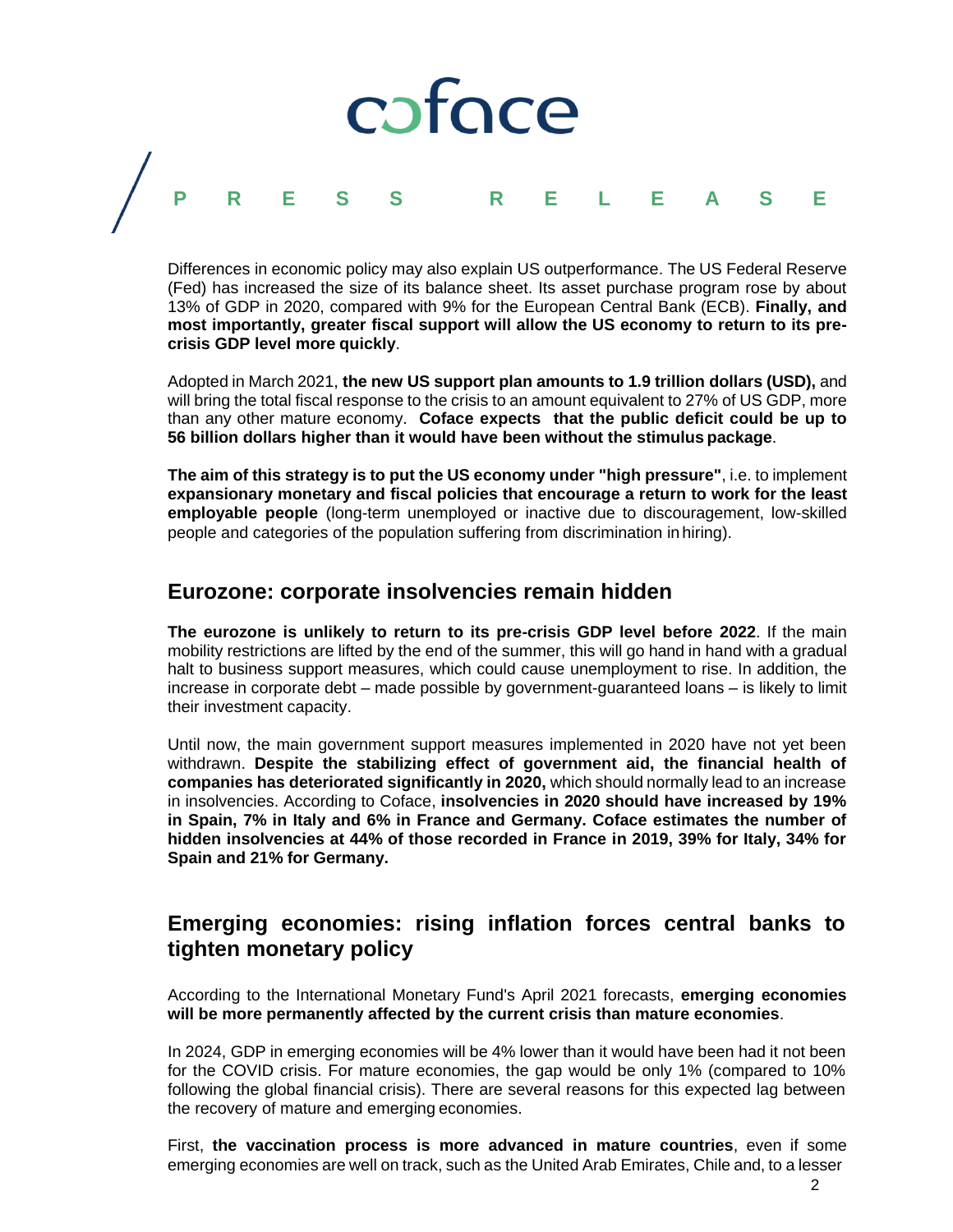Differences in economic policy may also explain US outperformance. The US Federal Reserve (Fed) has increased the size of its balance sheet. Its asset purchase program rose by about 13% of GDP in 2020, compared with 9% for the European Central Bank (ECB). **Finally, and most importantly, greater fiscal support will allow the US economy to return to its pre-crisis GDP level more quickly**.

Adopted in March 2021, **the new US support plan amounts to 1.9 trillion dollars (USD),** and will bring the total fiscal response to the crisis to an amount equivalent to 27% of US GDP, more than any other mature economy. **Coface expects that the public deficit could be up to 56 billion dollars higher than it would have been without the stimulus package**.

**The aim of this strategy is to put the US economy under "high pressure"**, i.e. to implement **expansionary monetary and fiscal policies that encourage a return to work for the least employable people** (long-term unemployed or inactive due to discouragement, low-skilled people and categories of the population suffering from discrimination in hiring).

## Eurozone: corporate insolvencies remain hidden

**The eurozone is unlikely to return to its pre-crisis GDP level before 2022**. If the main mobility restrictions are lifted by the end of the summer, this will go hand in hand with a gradual halt to business support measures, which could cause unemployment to rise. In addition, the increase in corporate debt – made possible by government-guaranteed loans – is likely to limit their investment capacity.

Until now, the main government support measures implemented in 2020 have not yet been withdrawn. **Despite the stabilizing effect of government aid, the financial health of companies has deteriorated significantly in 2020,** which should normally lead to an increase in insolvencies. According to Coface, **insolvencies in 2020 should have increased by 19% in Spain, 7% in Italy and 6% in France and Germany. Coface estimates the number of hidden insolvencies at 44% of those recorded in France in 2019, 39% for Italy, 34% for Spain and 21% for Germany.**

## Emerging economies: rising inflation forces central banks to tighten monetary policy

According to the International Monetary Fund's April 2021 forecasts, **emerging economies will be more permanently affected by the current crisis than mature economies**.

In 2024, GDP in emerging economies will be 4% lower than it would have been had it not been for the COVID crisis. For mature economies, the gap would be only 1% (compared to 10% following the global financial crisis). There are several reasons for this expected lag between the recovery of mature and emerging economies.

First, **the vaccination process is more advanced in mature countries**, even if some emerging economies are well on track, such as the United Arab Emirates, Chile and, to a lesser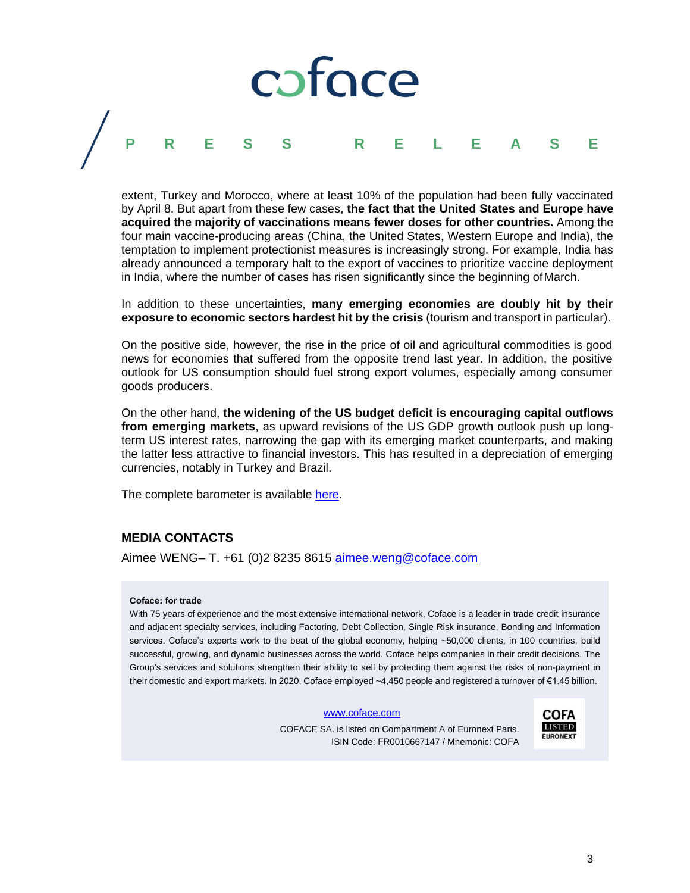extent, Turkey and Morocco, where at least 10% of the population had been fully vaccinated by April 8. But apart from these few cases, **the fact that the United States and Europe have acquired the majority of vaccinations means fewer doses for other countries.** Among the four main vaccine-producing areas (China, the United States, Western Europe and India), the temptation to implement protectionist measures is increasingly strong. For example, India has already announced a temporary halt to the export of vaccines to prioritize vaccine deployment in India, where the number of cases has risen significantly since the beginning of March.

In addition to these uncertainties, **many emerging economies are doubly hit by their exposure to economic sectors hardest hit by the crisis** (tourism and transport in particular).

On the positive side, however, the rise in the price of oil and agricultural commodities is good news for economies that suffered from the opposite trend last year. In addition, the positive outlook for US consumption should fuel strong export volumes, especially among consumer goods producers.

On the other hand, **the widening of the US budget deficit is encouraging capital outflows from emerging markets**, as upward revisions of the US GDP growth outlook push up long-term US interest rates, narrowing the gap with its emerging market counterparts, and making the latter less attractive to financial investors. This has resulted in a depreciation of emerging currencies, notably in Turkey and Brazil.

The complete barometer is available here.

## MEDIA CONTACTS

Aimee WENG– T. +61 (0)2 8235 8615 aimee.weng@coface.com

**Coface: for trade**

With 75 years of experience and the most extensive international network, Coface is a leader in trade credit insurance and adjacent specialty services, including Factoring, Debt Collection, Single Risk insurance, Bonding and Information services. Coface's experts work to the beat of the global economy, helping ~50,000 clients, in 100 countries, build successful, growing, and dynamic businesses across the world. Coface helps companies in their credit decisions. The Group's services and solutions strengthen their ability to sell by protecting them against the risks of non-payment in their domestic and export markets. In 2020, Coface employed ~4,450 people and registered a turnover of €1.45 billion.

www.coface.com

COFACE SA. is listed on Compartment A of Euronext Paris.
ISIN Code: FR0010667147 / Mnemonic: COFA